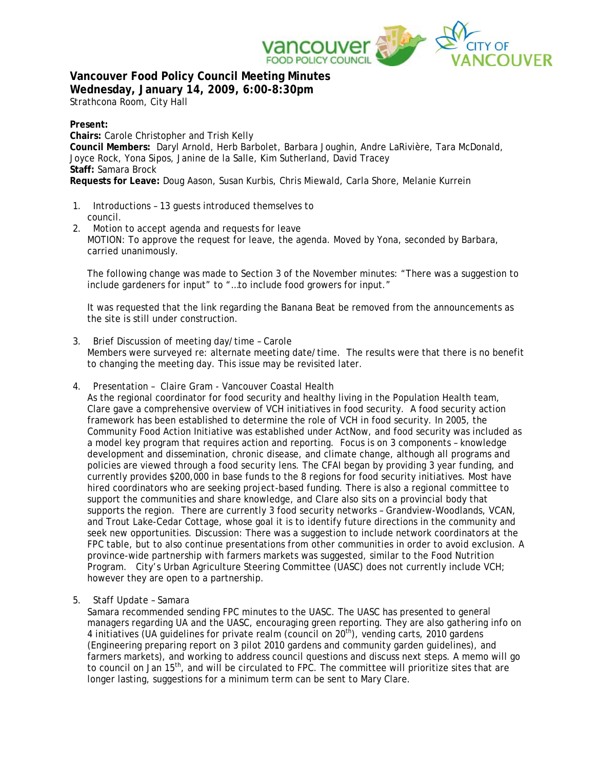# Vancouver Food Policy Council Meeting Minutes

**Wednesday, January 14, 2009, 6:00-8:30pm**

Strathcona Room, City Hall

**Present:**

**Chairs:** Carole Christopher and Trish Kelly

**Council Members:** Daryl Arnold, Herb Barbolet, Barbara Joughin, Andre LaRivière, Tara McDonald, Joyce Rock, Yona Sipos, Janine de la Salle, Kim Sutherland, David Tracey

**Staff:** Samara Brock

**Requests for Leave:** Doug Aason, Susan Kurbis, Chris Miewald, Carla Shore, Melanie Kurrein

1. Introductions – 13 guests introduced themselves to council.
2. Motion to accept agenda and requests for leave

   MOTION: To approve the request for leave, the agenda. Moved by Yona, seconded by Barbara, carried unanimously.

   The following change was made to Section 3 of the November minutes: "There was a suggestion to include gardeners for input" to "…to include food growers for input."

   It was requested that the link regarding the Banana Beat be removed from the announcements as the site is still under construction.

3. Brief Discussion of meeting day/time – Carole

   Members were surveyed re: alternate meeting date/time. The results were that there is no benefit to changing the meeting day. This issue may be revisited later.

4. Presentation – Claire Gram - Vancouver Coastal Health

   As the regional coordinator for food security and healthy living in the Population Health team, Clare gave a comprehensive overview of VCH initiatives in food security. A food security action framework has been established to determine the role of VCH in food security. In 2005, the Community Food Action Initiative was established under ActNow, and food security was included as a model key program that requires action and reporting. Focus is on 3 components – knowledge development and dissemination, chronic disease, and climate change, although all programs and policies are viewed through a food security lens. The CFAI began by providing 3 year funding, and currently provides $200,000 in base funds to the 8 regions for food security initiatives. Most have hired coordinators who are seeking project-based funding. There is also a regional committee to support the communities and share knowledge, and Clare also sits on a provincial body that supports the region. There are currently 3 food security networks – Grandview-Woodlands, VCAN, and Trout Lake-Cedar Cottage, whose goal it is to identify future directions in the community and seek new opportunities. Discussion: There was a suggestion to include network coordinators at the FPC table, but to also continue presentations from other communities in order to avoid exclusion. A province-wide partnership with farmers markets was suggested, similar to the Food Nutrition Program. City's Urban Agriculture Steering Committee (UASC) does not currently include VCH; however they are open to a partnership.

5. Staff Update – Samara

   Samara recommended sending FPC minutes to the UASC. The UASC has presented to general managers regarding UA and the UASC, encouraging green reporting. They are also gathering info on 4 initiatives (UA guidelines for private realm (council on 20th), vending carts, 2010 gardens (Engineering preparing report on 3 pilot 2010 gardens and community garden guidelines), and farmers markets), and working to address council questions and discuss next steps. A memo will go to council on Jan 15th, and will be circulated to FPC. The committee will prioritize sites that are longer lasting, suggestions for a minimum term can be sent to Mary Clare.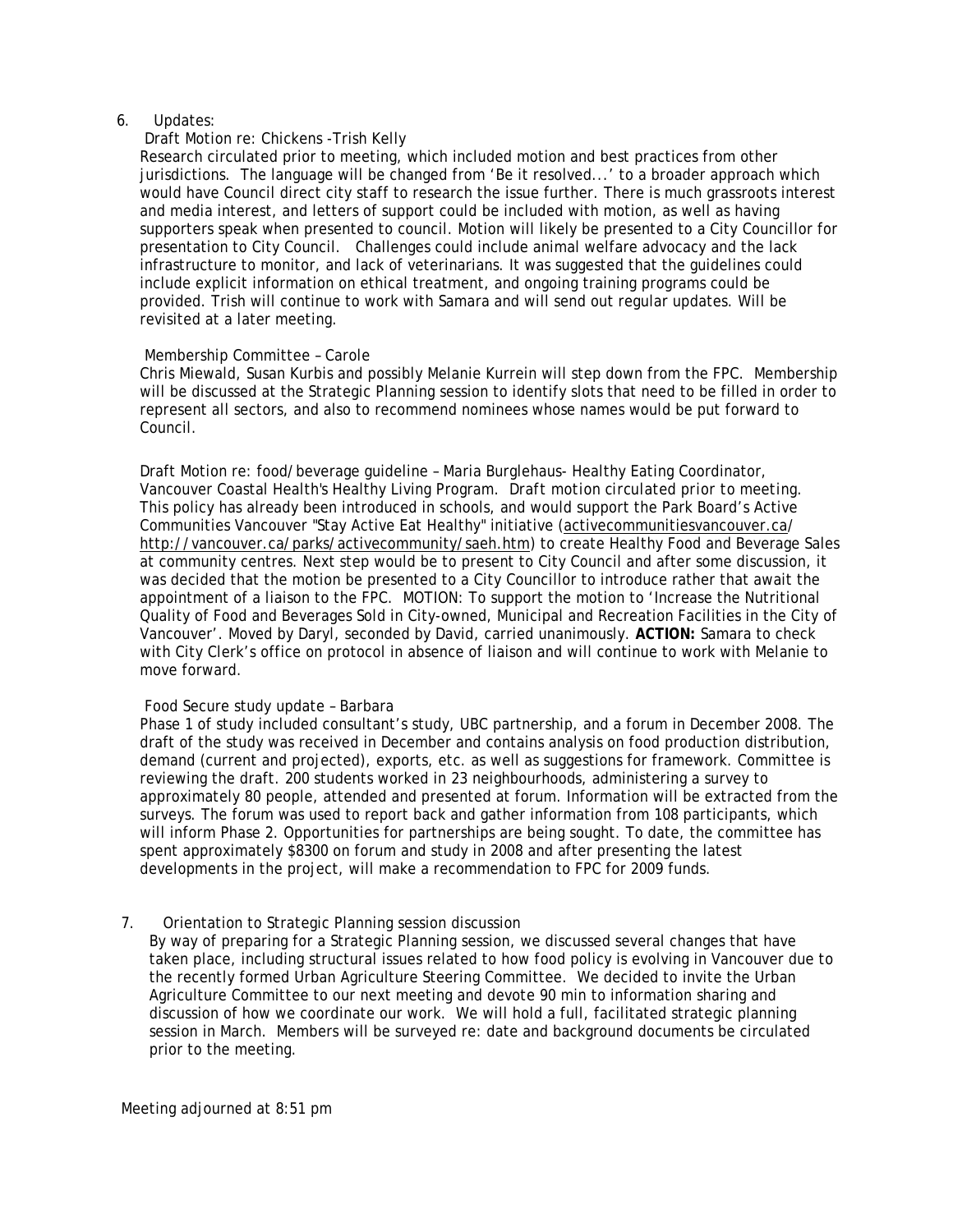6. Updates:

Draft Motion re: Chickens -Trish Kelly

Research circulated prior to meeting, which included motion and best practices from other jurisdictions. The language will be changed from 'Be it resolved...' to a broader approach which would have Council direct city staff to research the issue further. There is much grassroots interest and media interest, and letters of support could be included with motion, as well as having supporters speak when presented to council. Motion will likely be presented to a City Councillor for presentation to City Council. Challenges could include animal welfare advocacy and the lack infrastructure to monitor, and lack of veterinarians. It was suggested that the guidelines could include explicit information on ethical treatment, and ongoing training programs could be provided. Trish will continue to work with Samara and will send out regular updates. Will be revisited at a later meeting.

Membership Committee – Carole

Chris Miewald, Susan Kurbis and possibly Melanie Kurrein will step down from the FPC. Membership will be discussed at the Strategic Planning session to identify slots that need to be filled in order to represent all sectors, and also to recommend nominees whose names would be put forward to Council.

Draft Motion re: food/beverage guideline – Maria Burglehaus- Healthy Eating Coordinator, Vancouver Coastal Health's Healthy Living Program. *Draft motion circulated prior to meeting.* This policy has already been introduced in schools, and would support the Park Board's Active Communities Vancouver "Stay Active Eat Healthy" initiative (activecommunitiesvancouver.ca/ http://vancouver.ca/parks/activecommunity/saeh.htm) to create Healthy Food and Beverage Sales at community centres. Next step would be to present to City Council and after some discussion, it was decided that the motion be presented to a City Councillor to introduce rather that await the appointment of a liaison to the FPC. MOTION: To support the motion to 'Increase the Nutritional Quality of Food and Beverages Sold in City-owned, Municipal and Recreation Facilities in the City of Vancouver'. Moved by Daryl, seconded by David, carried unanimously. **ACTION:** Samara to check with City Clerk's office on protocol in absence of liaison and will continue to work with Melanie to move forward.

Food Secure study update – Barbara

Phase 1 of study included consultant's study, UBC partnership, and a forum in December 2008. The draft of the study was received in December and contains analysis on food production distribution, demand (current and projected), exports, etc. as well as suggestions for framework. Committee is reviewing the draft. 200 students worked in 23 neighbourhoods, administering a survey to approximately 80 people, attended and presented at forum. Information will be extracted from the surveys. The forum was used to report back and gather information from 108 participants, which will inform Phase 2. Opportunities for partnerships are being sought. To date, the committee has spent approximately $8300 on forum and study in 2008 and after presenting the latest developments in the project, will make a recommendation to FPC for 2009 funds.

7. Orientation to Strategic Planning session discussion

By way of preparing for a Strategic Planning session, we discussed several changes that have taken place, including structural issues related to how food policy is evolving in Vancouver due to the recently formed Urban Agriculture Steering Committee. We decided to invite the Urban Agriculture Committee to our next meeting and devote 90 min to information sharing and discussion of how we coordinate our work. We will hold a full, facilitated strategic planning session in March. Members will be surveyed re: date and background documents be circulated prior to the meeting.

Meeting adjourned at 8:51 pm